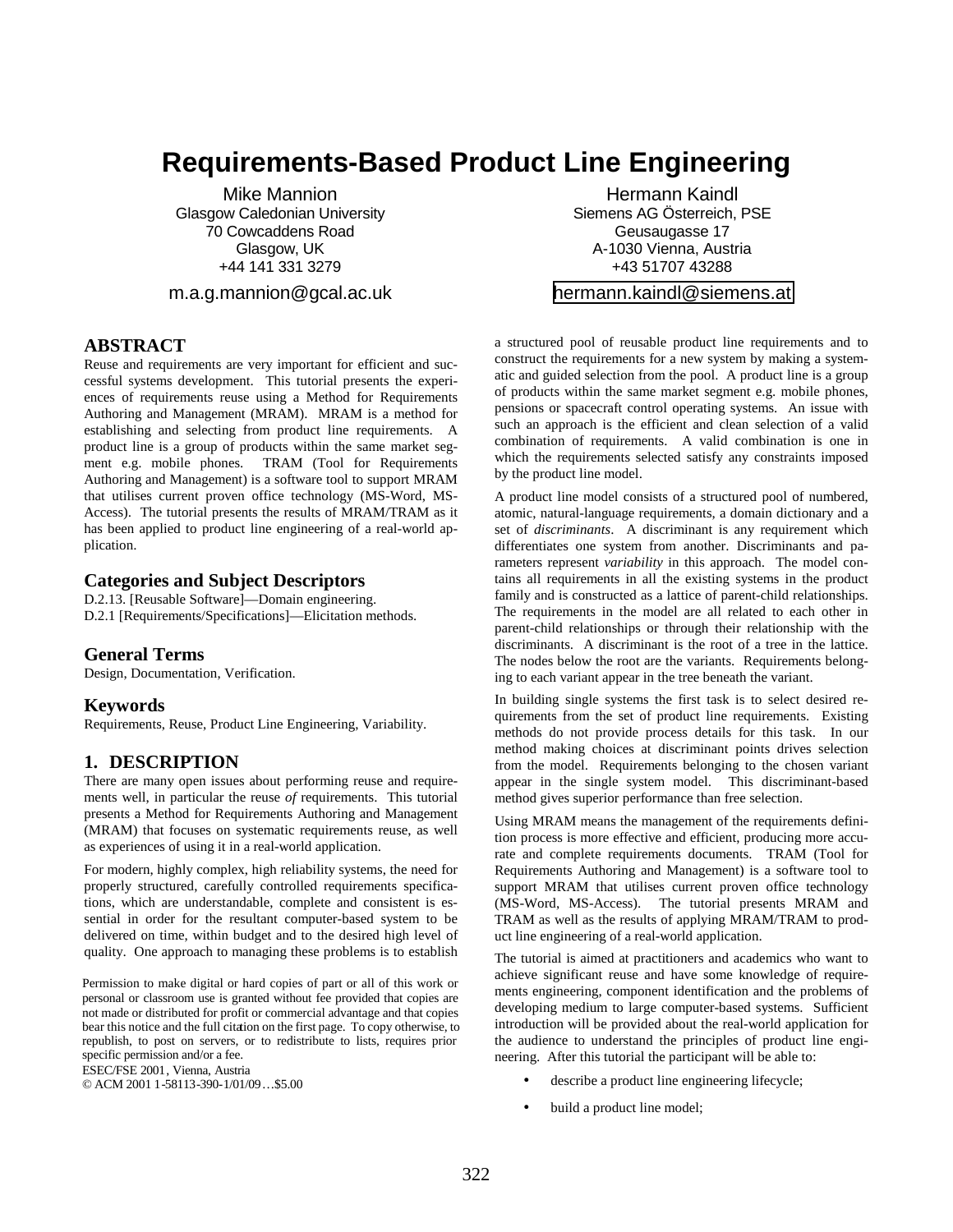# Requirements-Based Product Line Engineering

Mike Mannion
Glasgow Caledonian University
70 Cowcaddens Road
Glasgow, UK
+44 141 331 3279
m.a.g.mannion@gcal.ac.uk

Hermann Kaindl
Siemens AG Österreich, PSE
Geusaugasse 17
A-1030 Vienna, Austria
+43 51707 43288
hermann.kaindl@siemens.at

## ABSTRACT

Reuse and requirements are very important for efficient and successful systems development. This tutorial presents the experiences of requirements reuse using a Method for Requirements Authoring and Management (MRAM). MRAM is a method for establishing and selecting from product line requirements. A product line is a group of products within the same market segment e.g. mobile phones. TRAM (Tool for Requirements Authoring and Management) is a software tool to support MRAM that utilises current proven office technology (MS-Word, MS-Access). The tutorial presents the results of MRAM/TRAM as it has been applied to product line engineering of a real-world application.

### Categories and Subject Descriptors

D.2.13. [Reusable Software]—Domain engineering.
D.2.1 [Requirements/Specifications]—Elicitation methods.

### General Terms

Design, Documentation, Verification.

### Keywords

Requirements, Reuse, Product Line Engineering, Variability.

## 1. DESCRIPTION

There are many open issues about performing reuse and requirements well, in particular the reuse *of* requirements. This tutorial presents a Method for Requirements Authoring and Management (MRAM) that focuses on systematic requirements reuse, as well as experiences of using it in a real-world application.

For modern, highly complex, high reliability systems, the need for properly structured, carefully controlled requirements specifications, which are understandable, complete and consistent is essential in order for the resultant computer-based system to be delivered on time, within budget and to the desired high level of quality. One approach to managing these problems is to establish a structured pool of reusable product line requirements and to construct the requirements for a new system by making a systematic and guided selection from the pool. A product line is a group of products within the same market segment e.g. mobile phones, pensions or spacecraft control operating systems. An issue with such an approach is the efficient and clean selection of a valid combination of requirements. A valid combination is one in which the requirements selected satisfy any constraints imposed by the product line model.

A product line model consists of a structured pool of numbered, atomic, natural-language requirements, a domain dictionary and a set of *discriminants*. A discriminant is any requirement which differentiates one system from another. Discriminants and parameters represent *variability* in this approach. The model contains all requirements in all the existing systems in the product family and is constructed as a lattice of parent-child relationships. The requirements in the model are all related to each other in parent-child relationships or through their relationship with the discriminants. A discriminant is the root of a tree in the lattice. The nodes below the root are the variants. Requirements belonging to each variant appear in the tree beneath the variant.

In building single systems the first task is to select desired requirements from the set of product line requirements. Existing methods do not provide process details for this task. In our method making choices at discriminant points drives selection from the model. Requirements belonging to the chosen variant appear in the single system model. This discriminant-based method gives superior performance than free selection.

Using MRAM means the management of the requirements definition process is more effective and efficient, producing more accurate and complete requirements documents. TRAM (Tool for Requirements Authoring and Management) is a software tool to support MRAM that utilises current proven office technology (MS-Word, MS-Access). The tutorial presents MRAM and TRAM as well as the results of applying MRAM/TRAM to product line engineering of a real-world application.

The tutorial is aimed at practitioners and academics who want to achieve significant reuse and have some knowledge of requirements engineering, component identification and the problems of developing medium to large computer-based systems. Sufficient introduction will be provided about the real-world application for the audience to understand the principles of product line engineering. After this tutorial the participant will be able to:

- describe a product line engineering lifecycle;
- build a product line model;

Permission to make digital or hard copies of part or all of this work or personal or classroom use is granted without fee provided that copies are not made or distributed for profit or commercial advantage and that copies bear this notice and the full citation on the first page. To copy otherwise, to republish, to post on servers, or to redistribute to lists, requires prior specific permission and/or a fee.
ESEC/FSE 2001, Vienna, Austria
© ACM 2001 1-58113-390-1/01/09…$5.00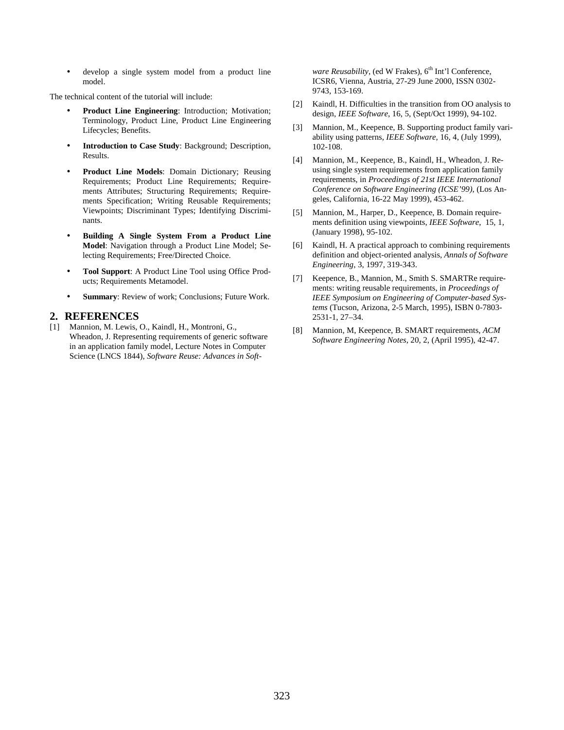- develop a single system model from a product line model.

The technical content of the tutorial will include:

- **Product Line Engineering**: Introduction; Motivation; Terminology, Product Line, Product Line Engineering Lifecycles; Benefits.
- **Introduction to Case Study**: Background; Description, Results.
- **Product Line Models**: Domain Dictionary; Reusing Requirements; Product Line Requirements; Requirements Attributes; Structuring Requirements; Requirements Specification; Writing Reusable Requirements; Viewpoints; Discriminant Types; Identifying Discriminants.
- **Building A Single System From a Product Line Model**: Navigation through a Product Line Model; Selecting Requirements; Free/Directed Choice.
- **Tool Support**: A Product Line Tool using Office Products; Requirements Metamodel.
- **Summary**: Review of work; Conclusions; Future Work.

## 2. REFERENCES

[1] Mannion, M. Lewis, O., Kaindl, H., Montroni, G., Wheadon, J. Representing requirements of generic software in an application family model, Lecture Notes in Computer Science (LNCS 1844), *Software Reuse: Advances in Software Reusability*, (ed W Frakes), 6th Int'l Conference, ICSR6, Vienna, Austria, 27-29 June 2000, ISSN 0302-9743, 153-169.

[2] Kaindl, H. Difficulties in the transition from OO analysis to design, *IEEE Software*, 16, 5, (Sept/Oct 1999), 94-102.

[3] Mannion, M., Keepence, B. Supporting product family variability using patterns, *IEEE Software*, 16, 4, (July 1999), 102-108.

[4] Mannion, M., Keepence, B., Kaindl, H., Wheadon, J. Reusing single system requirements from application family requirements, in *Proceedings of 21st IEEE International Conference on Software Engineering (ICSE'99)*, (Los Angeles, California, 16-22 May 1999), 453-462.

[5] Mannion, M., Harper, D., Keepence, B. Domain requirements definition using viewpoints, *IEEE Software*, 15, 1, (January 1998), 95-102.

[6] Kaindl, H. A practical approach to combining requirements definition and object-oriented analysis, *Annals of Software Engineering*, 3, 1997, 319-343.

[7] Keepence, B., Mannion, M., Smith S. SMARTRe requirements: writing reusable requirements, in *Proceedings of IEEE Symposium on Engineering of Computer-based Systems* (Tucson, Arizona, 2-5 March, 1995), ISBN 0-7803-2531-1, 27–34.

[8] Mannion, M, Keepence, B. SMART requirements, *ACM Software Engineering Notes*, 20, 2, (April 1995), 42-47.